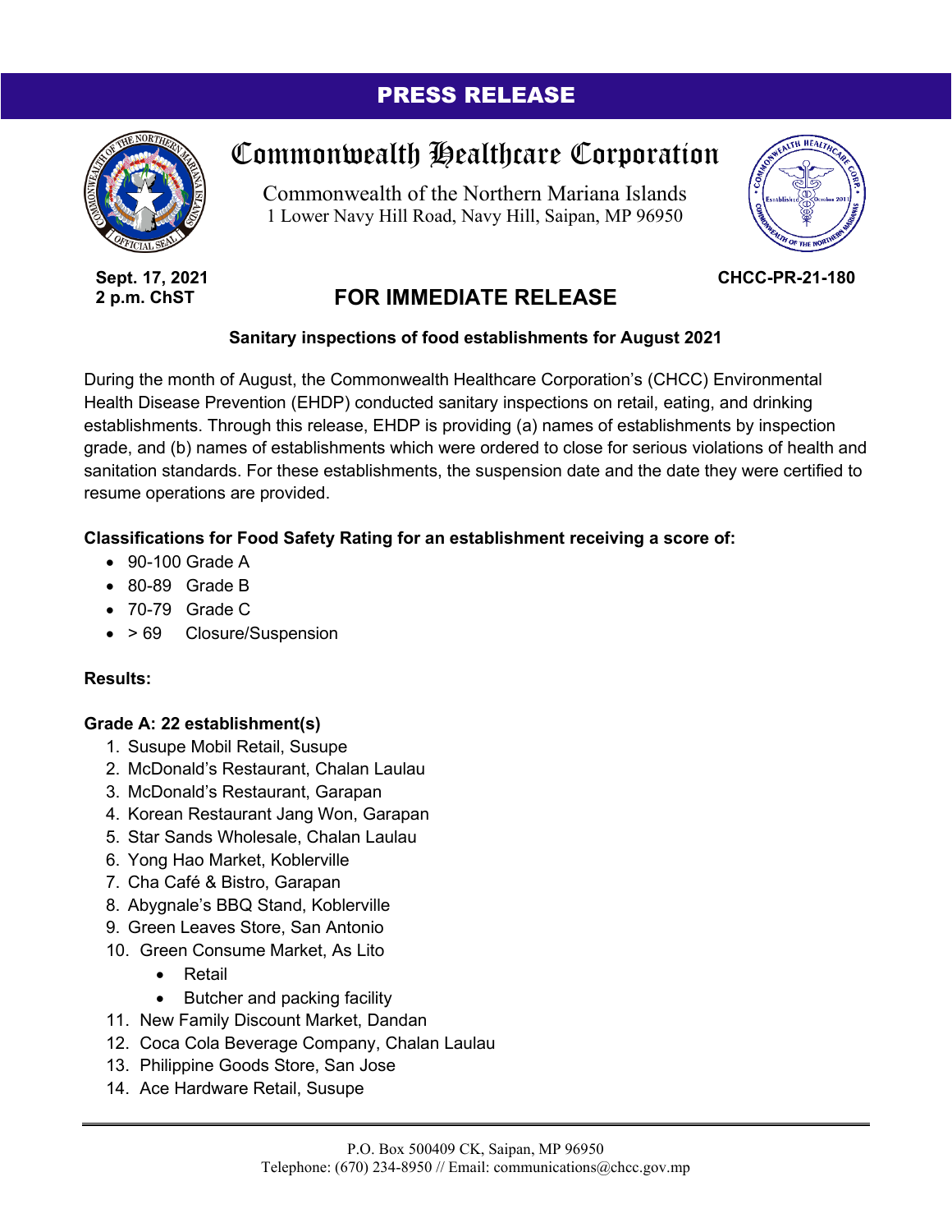PRESS RELEASE

# Commonwealth Healthcare Corporation

Commonwealth of the Northern Mariana Islands
1 Lower Navy Hill Road, Navy Hill, Saipan, MP 96950

**Sept. 17, 2021**
**2 p.m. ChST**

**CHCC-PR-21-180**

## FOR IMMEDIATE RELEASE

**Sanitary inspections of food establishments for August 2021**

During the month of August, the Commonwealth Healthcare Corporation's (CHCC) Environmental Health Disease Prevention (EHDP) conducted sanitary inspections on retail, eating, and drinking establishments. Through this release, EHDP is providing (a) names of establishments by inspection grade, and (b) names of establishments which were ordered to close for serious violations of health and sanitation standards. For these establishments, the suspension date and the date they were certified to resume operations are provided.

**Classifications for Food Safety Rating for an establishment receiving a score of:**

- 90-100 Grade A
- 80-89 Grade B
- 70-79 Grade C
- > 69 Closure/Suspension

**Results:**

**Grade A: 22 establishment(s)**

1. Susupe Mobil Retail, Susupe
2. McDonald's Restaurant, Chalan Laulau
3. McDonald's Restaurant, Garapan
4. Korean Restaurant Jang Won, Garapan
5. Star Sands Wholesale, Chalan Laulau
6. Yong Hao Market, Koblerville
7. Cha Café & Bistro, Garapan
8. Abygnale's BBQ Stand, Koblerville
9. Green Leaves Store, San Antonio
10. Green Consume Market, As Lito
    - Retail
    - Butcher and packing facility
11. New Family Discount Market, Dandan
12. Coca Cola Beverage Company, Chalan Laulau
13. Philippine Goods Store, San Jose
14. Ace Hardware Retail, Susupe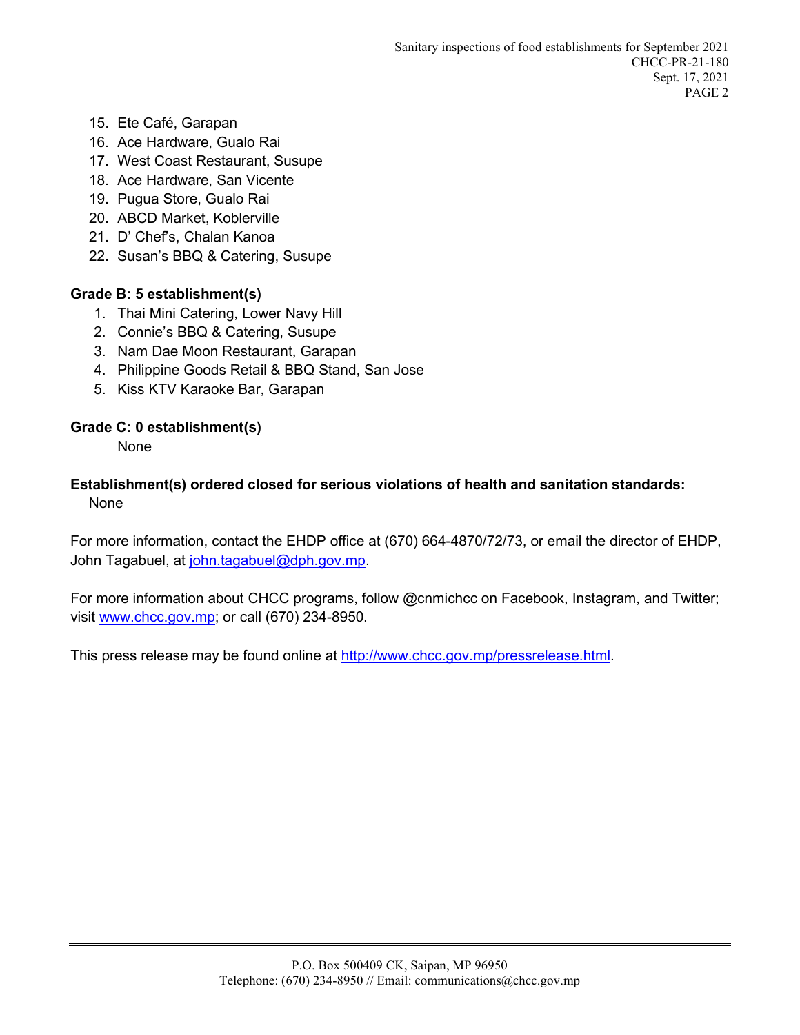15. Ete Café, Garapan
16. Ace Hardware, Gualo Rai
17. West Coast Restaurant, Susupe
18. Ace Hardware, San Vicente
19. Pugua Store, Gualo Rai
20. ABCD Market, Koblerville
21. D' Chef's, Chalan Kanoa
22. Susan's BBQ & Catering, Susupe

**Grade B: 5 establishment(s)**

1. Thai Mini Catering, Lower Navy Hill
2. Connie's BBQ & Catering, Susupe
3. Nam Dae Moon Restaurant, Garapan
4. Philippine Goods Retail & BBQ Stand, San Jose
5. Kiss KTV Karaoke Bar, Garapan

**Grade C: 0 establishment(s)**

None

**Establishment(s) ordered closed for serious violations of health and sanitation standards:**

None

For more information, contact the EHDP office at (670) 664-4870/72/73, or email the director of EHDP, John Tagabuel, at john.tagabuel@dph.gov.mp.

For more information about CHCC programs, follow @cnmichcc on Facebook, Instagram, and Twitter; visit www.chcc.gov.mp; or call (670) 234-8950.

This press release may be found online at http://www.chcc.gov.mp/pressrelease.html.